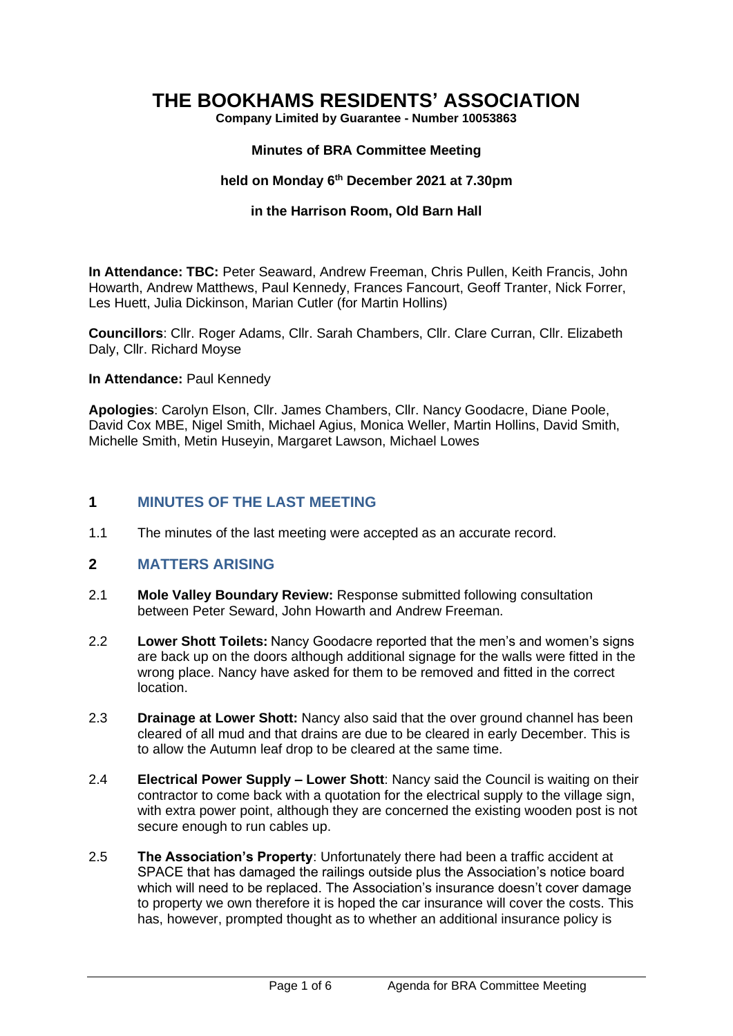# THE BOOKHAMS RESIDENTS' ASSOCIATION

**Company Limited by Guarantee - Number 10053863**

**Minutes of BRA Committee Meeting**

**held on Monday 6th December 2021 at 7.30pm**

**in the Harrison Room, Old Barn Hall**

**In Attendance: TBC:** Peter Seaward, Andrew Freeman, Chris Pullen, Keith Francis, John Howarth, Andrew Matthews, Paul Kennedy, Frances Fancourt, Geoff Tranter, Nick Forrer, Les Huett, Julia Dickinson, Marian Cutler (for Martin Hollins)

**Councillors**: Cllr. Roger Adams, Cllr. Sarah Chambers, Cllr. Clare Curran, Cllr. Elizabeth Daly, Cllr. Richard Moyse

**In Attendance:** Paul Kennedy

**Apologies**: Carolyn Elson, Cllr. James Chambers, Cllr. Nancy Goodacre, Diane Poole, David Cox MBE, Nigel Smith, Michael Agius, Monica Weller, Martin Hollins, David Smith, Michelle Smith, Metin Huseyin, Margaret Lawson, Michael Lowes

## 1 MINUTES OF THE LAST MEETING

1.1 The minutes of the last meeting were accepted as an accurate record.

## 2 MATTERS ARISING

2.1 **Mole Valley Boundary Review:** Response submitted following consultation between Peter Seward, John Howarth and Andrew Freeman.

2.2 **Lower Shott Toilets:** Nancy Goodacre reported that the men's and women's signs are back up on the doors although additional signage for the walls were fitted in the wrong place. Nancy have asked for them to be removed and fitted in the correct location.

2.3 **Drainage at Lower Shott:** Nancy also said that the over ground channel has been cleared of all mud and that drains are due to be cleared in early December. This is to allow the Autumn leaf drop to be cleared at the same time.

2.4 **Electrical Power Supply – Lower Shott**: Nancy said the Council is waiting on their contractor to come back with a quotation for the electrical supply to the village sign, with extra power point, although they are concerned the existing wooden post is not secure enough to run cables up.

2.5 **The Association's Property**: Unfortunately there had been a traffic accident at SPACE that has damaged the railings outside plus the Association's notice board which will need to be replaced. The Association's insurance doesn't cover damage to property we own therefore it is hoped the car insurance will cover the costs. This has, however, prompted thought as to whether an additional insurance policy is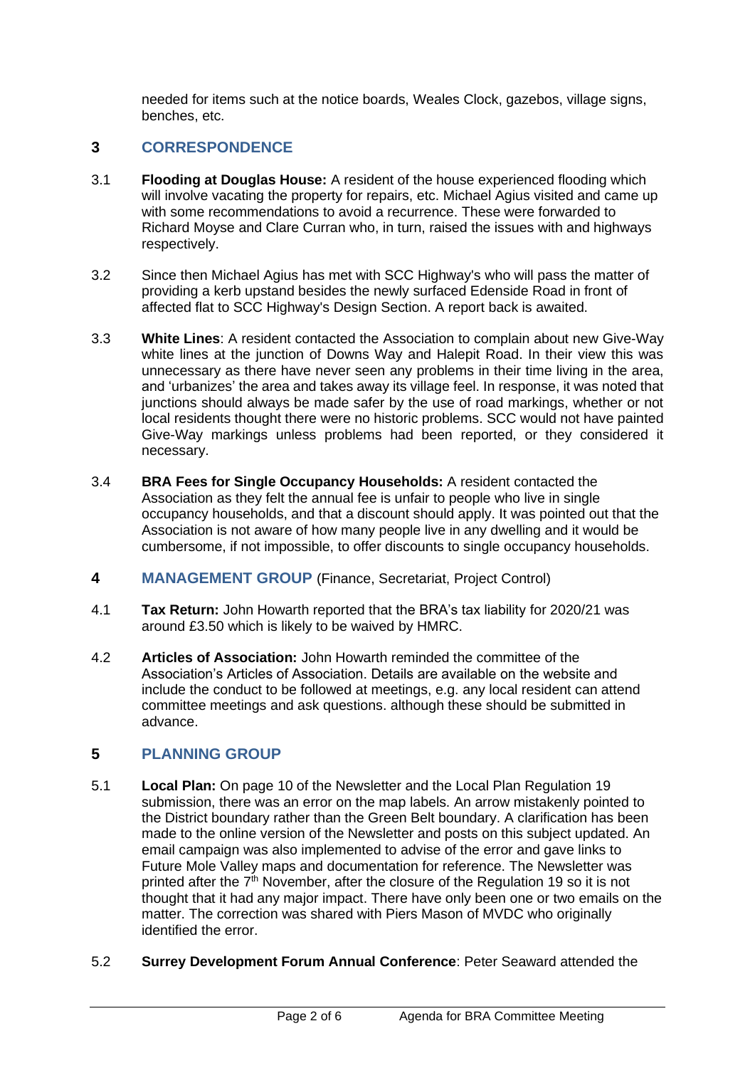needed for items such at the notice boards, Weales Clock, gazebos, village signs, benches, etc.

## 3 CORRESPONDENCE

3.1 **Flooding at Douglas House:** A resident of the house experienced flooding which will involve vacating the property for repairs, etc. Michael Agius visited and came up with some recommendations to avoid a recurrence. These were forwarded to Richard Moyse and Clare Curran who, in turn, raised the issues with and highways respectively.

3.2 Since then Michael Agius has met with SCC Highway's who will pass the matter of providing a kerb upstand besides the newly surfaced Edenside Road in front of affected flat to SCC Highway's Design Section. A report back is awaited.

3.3 **White Lines**: A resident contacted the Association to complain about new Give-Way white lines at the junction of Downs Way and Halepit Road. In their view this was unnecessary as there have never seen any problems in their time living in the area, and 'urbanizes' the area and takes away its village feel. In response, it was noted that junctions should always be made safer by the use of road markings, whether or not local residents thought there were no historic problems. SCC would not have painted Give-Way markings unless problems had been reported, or they considered it necessary.

3.4 **BRA Fees for Single Occupancy Households:** A resident contacted the Association as they felt the annual fee is unfair to people who live in single occupancy households, and that a discount should apply. It was pointed out that the Association is not aware of how many people live in any dwelling and it would be cumbersome, if not impossible, to offer discounts to single occupancy households.

## 4 MANAGEMENT GROUP (Finance, Secretariat, Project Control)

4.1 **Tax Return:** John Howarth reported that the BRA's tax liability for 2020/21 was around £3.50 which is likely to be waived by HMRC.

4.2 **Articles of Association:** John Howarth reminded the committee of the Association's Articles of Association. Details are available on the website and include the conduct to be followed at meetings, e.g. any local resident can attend committee meetings and ask questions. although these should be submitted in advance.

## 5 PLANNING GROUP

5.1 **Local Plan:** On page 10 of the Newsletter and the Local Plan Regulation 19 submission, there was an error on the map labels. An arrow mistakenly pointed to the District boundary rather than the Green Belt boundary. A clarification has been made to the online version of the Newsletter and posts on this subject updated. An email campaign was also implemented to advise of the error and gave links to Future Mole Valley maps and documentation for reference. The Newsletter was printed after the 7th November, after the closure of the Regulation 19 so it is not thought that it had any major impact. There have only been one or two emails on the matter. The correction was shared with Piers Mason of MVDC who originally identified the error.

5.2 **Surrey Development Forum Annual Conference**: Peter Seaward attended the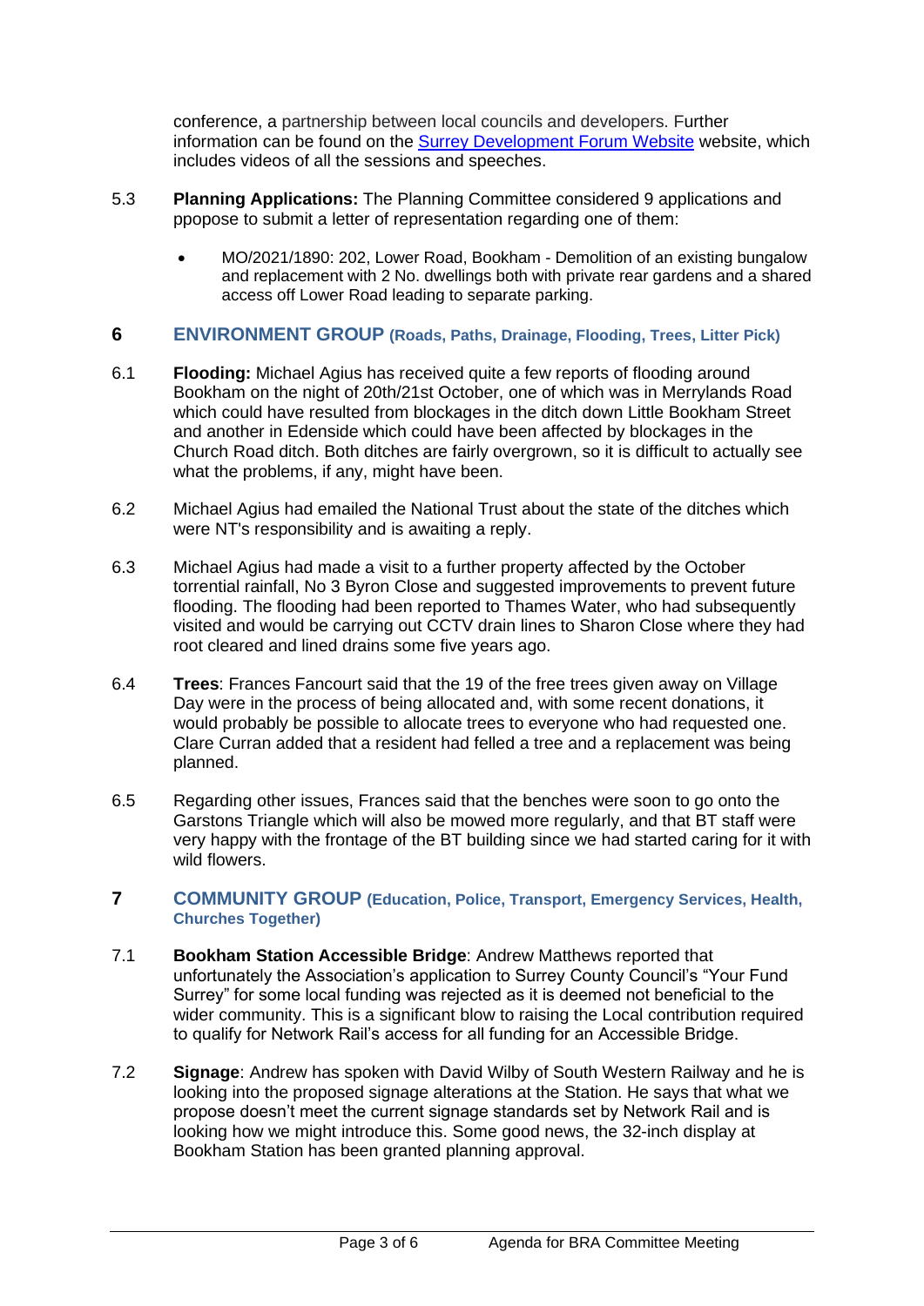conference, a partnership between local councils and developers. Further information can be found on the [Surrey Development Forum Website]() website, which includes videos of all the sessions and speeches.

5.3 **Planning Applications:** The Planning Committee considered 9 applications and ppopose to submit a letter of representation regarding one of them:

- MO/2021/1890: 202, Lower Road, Bookham - Demolition of an existing bungalow and replacement with 2 No. dwellings both with private rear gardens and a shared access off Lower Road leading to separate parking.

## 6 ENVIRONMENT GROUP (Roads, Paths, Drainage, Flooding, Trees, Litter Pick)

6.1 **Flooding:** Michael Agius has received quite a few reports of flooding around Bookham on the night of 20th/21st October, one of which was in Merrylands Road which could have resulted from blockages in the ditch down Little Bookham Street and another in Edenside which could have been affected by blockages in the Church Road ditch. Both ditches are fairly overgrown, so it is difficult to actually see what the problems, if any, might have been.

6.2 Michael Agius had emailed the National Trust about the state of the ditches which were NT's responsibility and is awaiting a reply.

6.3 Michael Agius had made a visit to a further property affected by the October torrential rainfall, No 3 Byron Close and suggested improvements to prevent future flooding. The flooding had been reported to Thames Water, who had subsequently visited and would be carrying out CCTV drain lines to Sharon Close where they had root cleared and lined drains some five years ago.

6.4 **Trees**: Frances Fancourt said that the 19 of the free trees given away on Village Day were in the process of being allocated and, with some recent donations, it would probably be possible to allocate trees to everyone who had requested one. Clare Curran added that a resident had felled a tree and a replacement was being planned.

6.5 Regarding other issues, Frances said that the benches were soon to go onto the Garstons Triangle which will also be mowed more regularly, and that BT staff were very happy with the frontage of the BT building since we had started caring for it with wild flowers.

## 7 COMMUNITY GROUP (Education, Police, Transport, Emergency Services, Health, Churches Together)

7.1 **Bookham Station Accessible Bridge**: Andrew Matthews reported that unfortunately the Association's application to Surrey County Council's "Your Fund Surrey" for some local funding was rejected as it is deemed not beneficial to the wider community. This is a significant blow to raising the Local contribution required to qualify for Network Rail's access for all funding for an Accessible Bridge.

7.2 **Signage**: Andrew has spoken with David Wilby of South Western Railway and he is looking into the proposed signage alterations at the Station. He says that what we propose doesn't meet the current signage standards set by Network Rail and is looking how we might introduce this. Some good news, the 32-inch display at Bookham Station has been granted planning approval.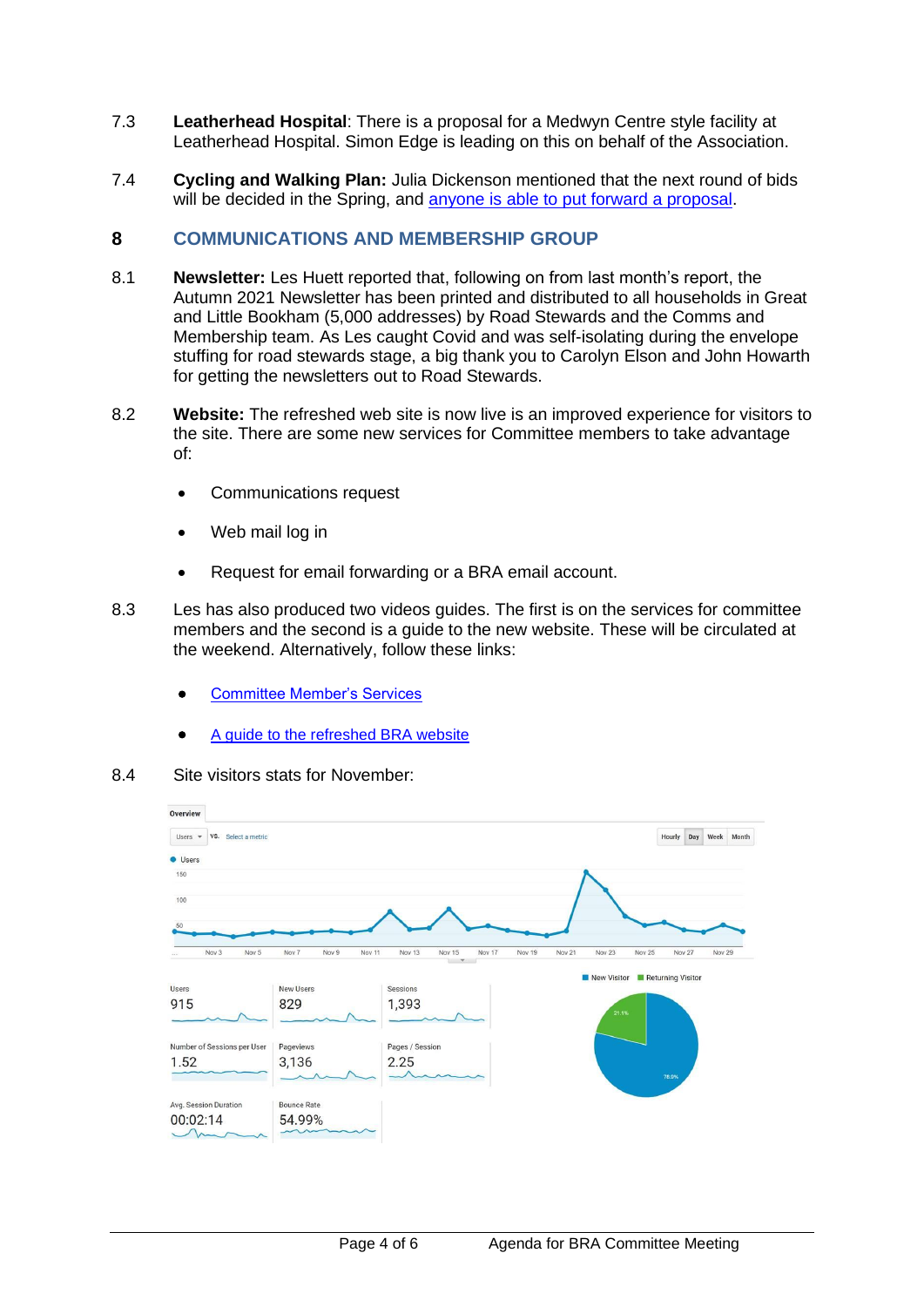7.3 **Leatherhead Hospital**: There is a proposal for a Medwyn Centre style facility at Leatherhead Hospital. Simon Edge is leading on this on behalf of the Association.

7.4 **Cycling and Walking Plan:** Julia Dickenson mentioned that the next round of bids will be decided in the Spring, and anyone is able to put forward a proposal.

## 8 COMMUNICATIONS AND MEMBERSHIP GROUP

8.1 **Newsletter:** Les Huett reported that, following on from last month's report, the Autumn 2021 Newsletter has been printed and distributed to all households in Great and Little Bookham (5,000 addresses) by Road Stewards and the Comms and Membership team. As Les caught Covid and was self-isolating during the envelope stuffing for road stewards stage, a big thank you to Carolyn Elson and John Howarth for getting the newsletters out to Road Stewards.

8.2 **Website:** The refreshed web site is now live is an improved experience for visitors to the site. There are some new services for Committee members to take advantage of:

- Communications request
- Web mail log in
- Request for email forwarding or a BRA email account.

8.3 Les has also produced two videos guides. The first is on the services for committee members and the second is a guide to the new website. These will be circulated at the weekend. Alternatively, follow these links:

- Committee Member's Services
- A guide to the refreshed BRA website

8.4 Site visitors stats for November:

Overview

| Metric | Value |
|---|---|
| Users | 915 |
| New Users | 829 |
| Sessions | 1,393 |
| Number of Sessions per User | 1.52 |
| Pageviews | 3,136 |
| Pages / Session | 2.25 |
| Avg. Session Duration | 00:02:14 |
| Bounce Rate | 54.99% |

New Visitor 78.9% / Returning Visitor 21.1%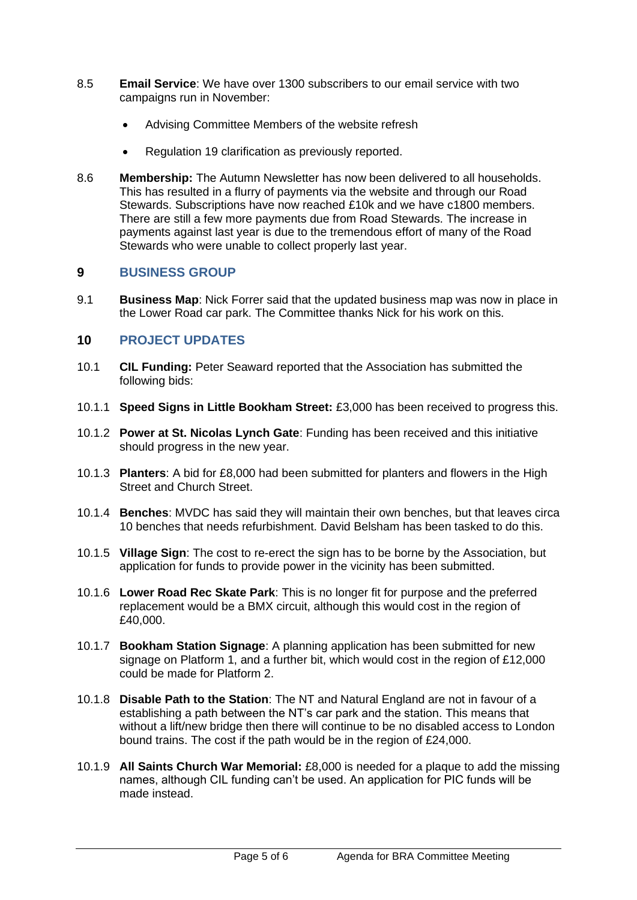8.5 **Email Service**: We have over 1300 subscribers to our email service with two campaigns run in November:

- Advising Committee Members of the website refresh
- Regulation 19 clarification as previously reported.

8.6 **Membership:** The Autumn Newsletter has now been delivered to all households. This has resulted in a flurry of payments via the website and through our Road Stewards. Subscriptions have now reached £10k and we have c1800 members. There are still a few more payments due from Road Stewards. The increase in payments against last year is due to the tremendous effort of many of the Road Stewards who were unable to collect properly last year.

## 9 BUSINESS GROUP

9.1 **Business Map**: Nick Forrer said that the updated business map was now in place in the Lower Road car park. The Committee thanks Nick for his work on this.

## 10 PROJECT UPDATES

10.1 **CIL Funding:** Peter Seaward reported that the Association has submitted the following bids:

10.1.1 **Speed Signs in Little Bookham Street:** £3,000 has been received to progress this.

10.1.2 **Power at St. Nicolas Lynch Gate**: Funding has been received and this initiative should progress in the new year.

10.1.3 **Planters**: A bid for £8,000 had been submitted for planters and flowers in the High Street and Church Street.

10.1.4 **Benches**: MVDC has said they will maintain their own benches, but that leaves circa 10 benches that needs refurbishment. David Belsham has been tasked to do this.

10.1.5 **Village Sign**: The cost to re-erect the sign has to be borne by the Association, but application for funds to provide power in the vicinity has been submitted.

10.1.6 **Lower Road Rec Skate Park**: This is no longer fit for purpose and the preferred replacement would be a BMX circuit, although this would cost in the region of £40,000.

10.1.7 **Bookham Station Signage**: A planning application has been submitted for new signage on Platform 1, and a further bit, which would cost in the region of £12,000 could be made for Platform 2.

10.1.8 **Disable Path to the Station**: The NT and Natural England are not in favour of a establishing a path between the NT's car park and the station. This means that without a lift/new bridge then there will continue to be no disabled access to London bound trains. The cost if the path would be in the region of £24,000.

10.1.9 **All Saints Church War Memorial:** £8,000 is needed for a plaque to add the missing names, although CIL funding can't be used. An application for PIC funds will be made instead.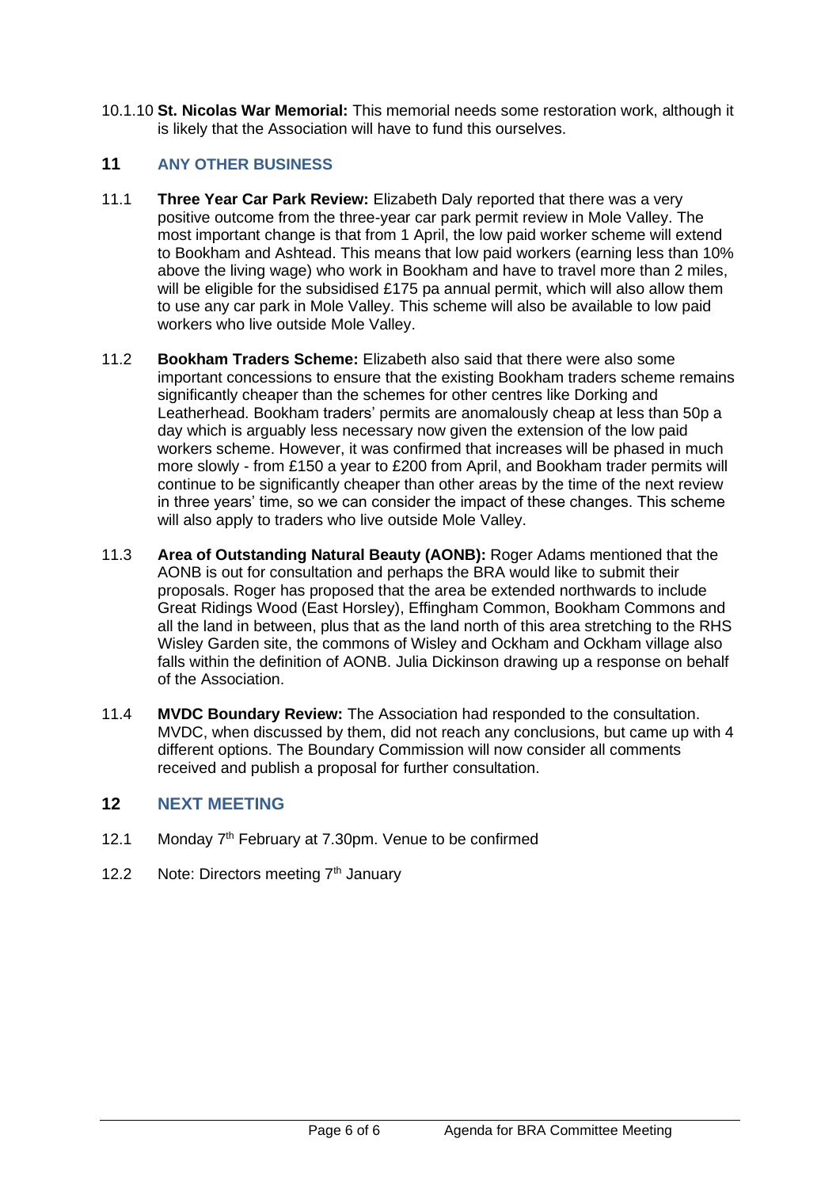10.1.10 **St. Nicolas War Memorial:** This memorial needs some restoration work, although it is likely that the Association will have to fund this ourselves.

## 11 ANY OTHER BUSINESS

11.1 **Three Year Car Park Review:** Elizabeth Daly reported that there was a very positive outcome from the three-year car park permit review in Mole Valley. The most important change is that from 1 April, the low paid worker scheme will extend to Bookham and Ashtead. This means that low paid workers (earning less than 10% above the living wage) who work in Bookham and have to travel more than 2 miles, will be eligible for the subsidised £175 pa annual permit, which will also allow them to use any car park in Mole Valley. This scheme will also be available to low paid workers who live outside Mole Valley.

11.2 **Bookham Traders Scheme:** Elizabeth also said that there were also some important concessions to ensure that the existing Bookham traders scheme remains significantly cheaper than the schemes for other centres like Dorking and Leatherhead. Bookham traders' permits are anomalously cheap at less than 50p a day which is arguably less necessary now given the extension of the low paid workers scheme. However, it was confirmed that increases will be phased in much more slowly - from £150 a year to £200 from April, and Bookham trader permits will continue to be significantly cheaper than other areas by the time of the next review in three years' time, so we can consider the impact of these changes. This scheme will also apply to traders who live outside Mole Valley.

11.3 **Area of Outstanding Natural Beauty (AONB):** Roger Adams mentioned that the AONB is out for consultation and perhaps the BRA would like to submit their proposals. Roger has proposed that the area be extended northwards to include Great Ridings Wood (East Horsley), Effingham Common, Bookham Commons and all the land in between, plus that as the land north of this area stretching to the RHS Wisley Garden site, the commons of Wisley and Ockham and Ockham village also falls within the definition of AONB. Julia Dickinson drawing up a response on behalf of the Association.

11.4 **MVDC Boundary Review:** The Association had responded to the consultation. MVDC, when discussed by them, did not reach any conclusions, but came up with 4 different options. The Boundary Commission will now consider all comments received and publish a proposal for further consultation.

## 12 NEXT MEETING

12.1 Monday 7th February at 7.30pm. Venue to be confirmed

12.2 Note: Directors meeting 7th January